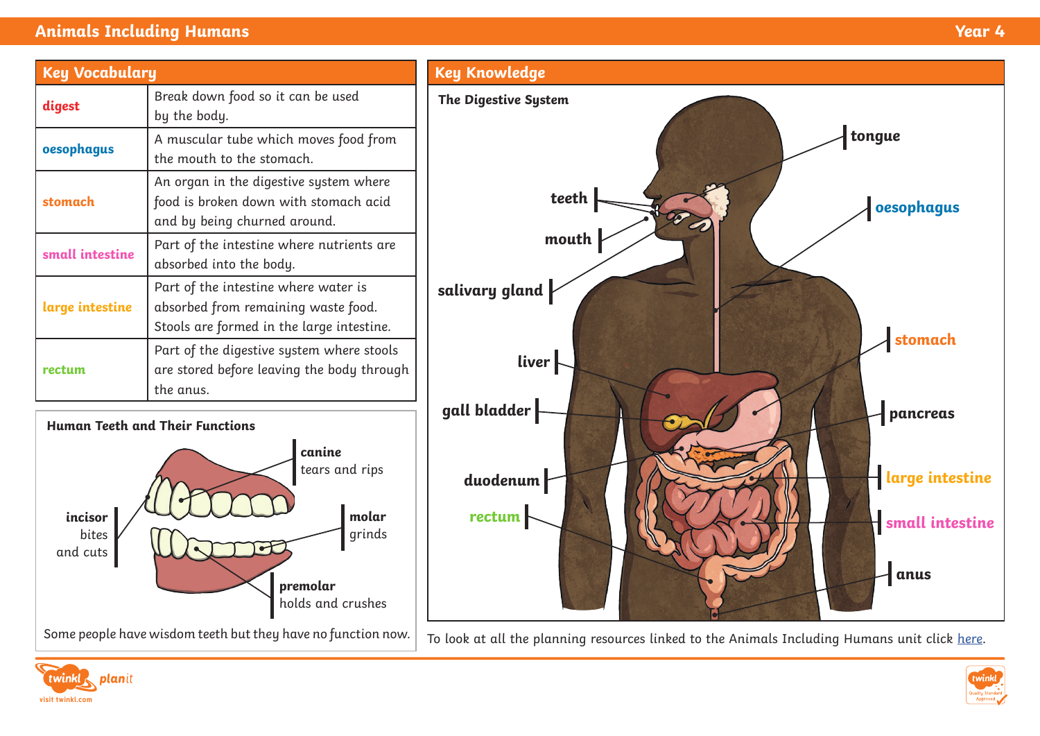# Animals Including Humans

Year 4

## Key Vocabulary

| | |
|---|---|
| **digest** | Break down food so it can be used by the body. |
| **oesophagus** | A muscular tube which moves food from the mouth to the stomach. |
| **stomach** | An organ in the digestive system where food is broken down with stomach acid and by being churned around. |
| **small intestine** | Part of the intestine where nutrients are absorbed into the body. |
| **large intestine** | Part of the intestine where water is absorbed from remaining waste food. Stools are formed in the large intestine. |
| **rectum** | Part of the digestive system where stools are stored before leaving the body through the anus. |

### Human Teeth and Their Functions

**canine**
tears and rips

**incisor**
bites and cuts

**molar**
grinds

**premolar**
holds and crushes

Some people have wisdom teeth but they have no function now.

## Key Knowledge

### The Digestive System

tongue

teeth

mouth

oesophagus

salivary gland

stomach

liver

gall bladder

pancreas

duodenum

large intestine

rectum

small intestine

anus

To look at all the planning resources linked to the Animals Including Humans unit click [here](here).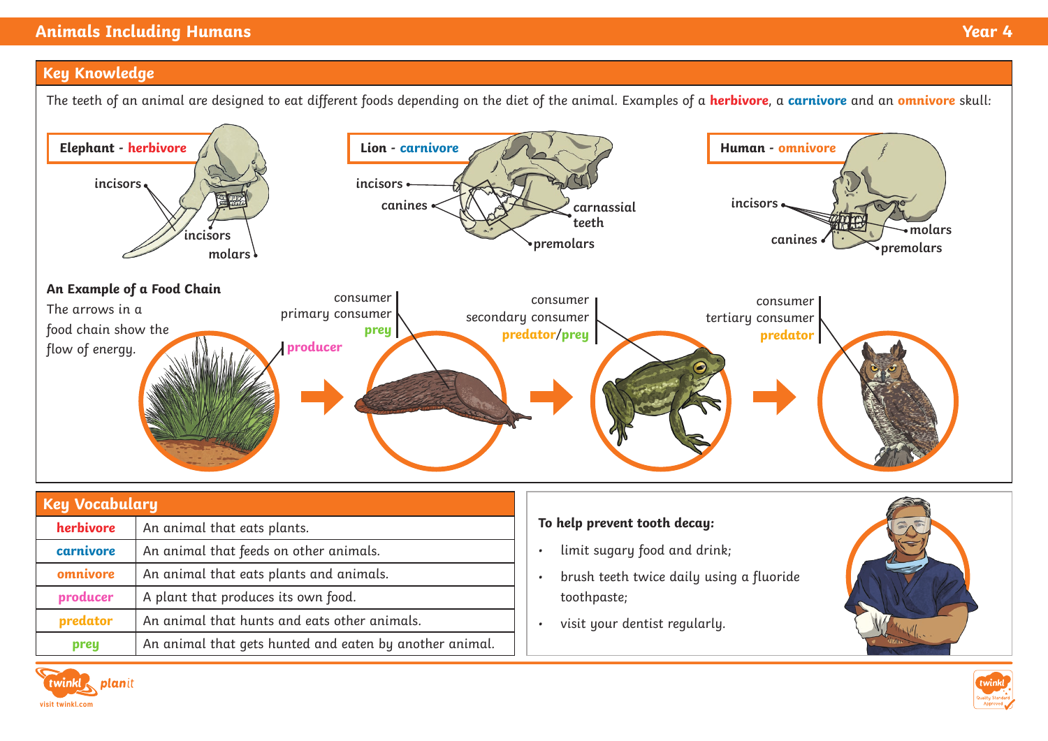# Animals Including Humans

Year 4

## Key Knowledge

The teeth of an animal are designed to eat different foods depending on the diet of the animal. Examples of a **herbivore**, a **carnivore** and an **omnivore** skull:

**Elephant - herbivore**

incisors
incisors
molars

**Lion - carnivore**

incisors
canines
carnassial teeth
premolars

**Human - omnivore**

incisors
canines
molars
premolars

### An Example of a Food Chain

The arrows in a food chain show the flow of energy.

producer

consumer
primary consumer
prey

consumer
secondary consumer
predator/prey

consumer
tertiary consumer
predator

## Key Vocabulary

| | |
|---|---|
| **herbivore** | An animal that eats plants. |
| **carnivore** | An animal that feeds on other animals. |
| **omnivore** | An animal that eats plants and animals. |
| **producer** | A plant that produces its own food. |
| **predator** | An animal that hunts and eats other animals. |
| **prey** | An animal that gets hunted and eaten by another animal. |

**To help prevent tooth decay:**

- limit sugary food and drink;
- brush teeth twice daily using a fluoride toothpaste;
- visit your dentist regularly.